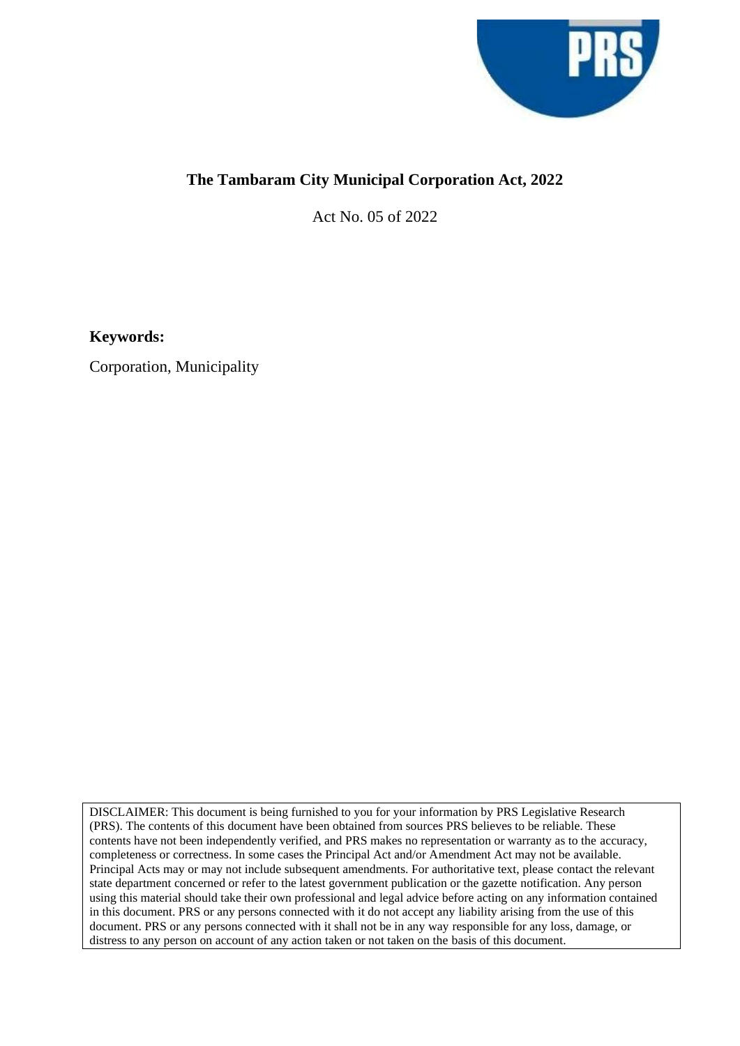# The Tambaram City Municipal Corporation Act, 2022

Act No. 05 of 2022

**Keywords:**

Corporation, Municipality

DISCLAIMER: This document is being furnished to you for your information by PRS Legislative Research (PRS). The contents of this document have been obtained from sources PRS believes to be reliable. These contents have not been independently verified, and PRS makes no representation or warranty as to the accuracy, completeness or correctness. In some cases the Principal Act and/or Amendment Act may not be available. Principal Acts may or may not include subsequent amendments. For authoritative text, please contact the relevant state department concerned or refer to the latest government publication or the gazette notification. Any person using this material should take their own professional and legal advice before acting on any information contained in this document. PRS or any persons connected with it do not accept any liability arising from the use of this document. PRS or any persons connected with it shall not be in any way responsible for any loss, damage, or distress to any person on account of any action taken or not taken on the basis of this document.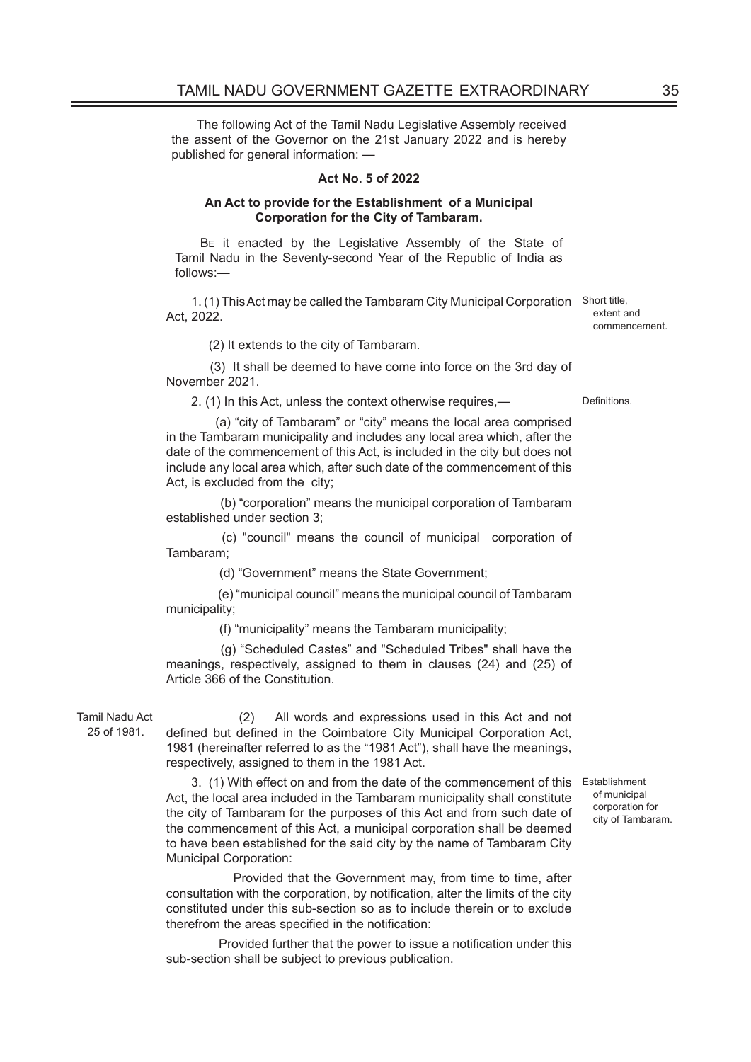The following Act of the Tamil Nadu Legislative Assembly received the assent of the Governor on the 21st January 2022 and is hereby published for general information: —

**Act No. 5 of 2022**

**An Act to provide for the Establishment of a Municipal Corporation for the City of Tambaram.**

Be it enacted by the Legislative Assembly of the State of Tamil Nadu in the Seventy-second Year of the Republic of India as follows:—

Short title, extent and commencement.

1. (1) This Act may be called the Tambaram City Municipal Corporation Act, 2022.

(2) It extends to the city of Tambaram.

(3) It shall be deemed to have come into force on the 3rd day of November 2021.

Definitions.

2. (1) In this Act, unless the context otherwise requires,—

(a) "city of Tambaram" or "city" means the local area comprised in the Tambaram municipality and includes any local area which, after the date of the commencement of this Act, is included in the city but does not include any local area which, after such date of the commencement of this Act, is excluded from the city;

(b) "corporation" means the municipal corporation of Tambaram established under section 3;

(c) "council" means the council of municipal corporation of Tambaram;

(d) "Government" means the State Government;

(e) "municipal council" means the municipal council of Tambaram municipality;

(f) "municipality" means the Tambaram municipality;

(g) "Scheduled Castes" and "Scheduled Tribes" shall have the meanings, respectively, assigned to them in clauses (24) and (25) of Article 366 of the Constitution.

Tamil Nadu Act 25 of 1981.

(2) All words and expressions used in this Act and not defined but defined in the Coimbatore City Municipal Corporation Act, 1981 (hereinafter referred to as the "1981 Act"), shall have the meanings, respectively, assigned to them in the 1981 Act.

Establishment of municipal corporation for city of Tambaram.

3. (1) With effect on and from the date of the commencement of this Act, the local area included in the Tambaram municipality shall constitute the city of Tambaram for the purposes of this Act and from such date of the commencement of this Act, a municipal corporation shall be deemed to have been established for the said city by the name of Tambaram City Municipal Corporation:

Provided that the Government may, from time to time, after consultation with the corporation, by notification, alter the limits of the city constituted under this sub-section so as to include therein or to exclude therefrom the areas specified in the notification:

Provided further that the power to issue a notification under this sub-section shall be subject to previous publication.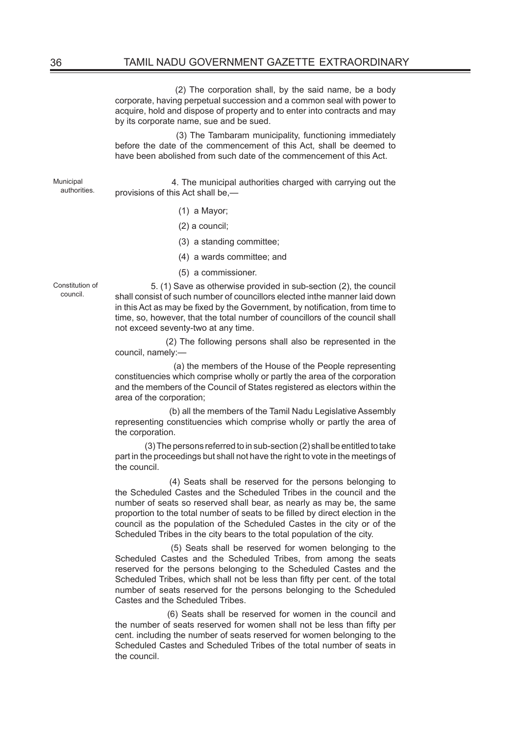(2) The corporation shall, by the said name, be a body corporate, having perpetual succession and a common seal with power to acquire, hold and dispose of property and to enter into contracts and may by its corporate name, sue and be sued.

(3) The Tambaram municipality, functioning immediately before the date of the commencement of this Act, shall be deemed to have been abolished from such date of the commencement of this Act.

Municipal authorities.

4. The municipal authorities charged with carrying out the provisions of this Act shall be,—

(1) a Mayor;

(2) a council;

(3) a standing committee;

(4) a wards committee; and

(5) a commissioner.

Constitution of council.

5. (1) Save as otherwise provided in sub-section (2), the council shall consist of such number of councillors elected inthe manner laid down in this Act as may be fixed by the Government, by notification, from time to time, so, however, that the total number of councillors of the council shall not exceed seventy-two at any time.

(2) The following persons shall also be represented in the council, namely:—

(a) the members of the House of the People representing constituencies which comprise wholly or partly the area of the corporation and the members of the Council of States registered as electors within the area of the corporation;

(b) all the members of the Tamil Nadu Legislative Assembly representing constituencies which comprise wholly or partly the area of the corporation.

(3) The persons referred to in sub-section (2) shall be entitled to take part in the proceedings but shall not have the right to vote in the meetings of the council.

(4) Seats shall be reserved for the persons belonging to the Scheduled Castes and the Scheduled Tribes in the council and the number of seats so reserved shall bear, as nearly as may be, the same proportion to the total number of seats to be filled by direct election in the council as the population of the Scheduled Castes in the city or of the Scheduled Tribes in the city bears to the total population of the city.

(5) Seats shall be reserved for women belonging to the Scheduled Castes and the Scheduled Tribes, from among the seats reserved for the persons belonging to the Scheduled Castes and the Scheduled Tribes, which shall not be less than fifty per cent. of the total number of seats reserved for the persons belonging to the Scheduled Castes and the Scheduled Tribes.

(6) Seats shall be reserved for women in the council and the number of seats reserved for women shall not be less than fifty per cent. including the number of seats reserved for women belonging to the Scheduled Castes and Scheduled Tribes of the total number of seats in the council.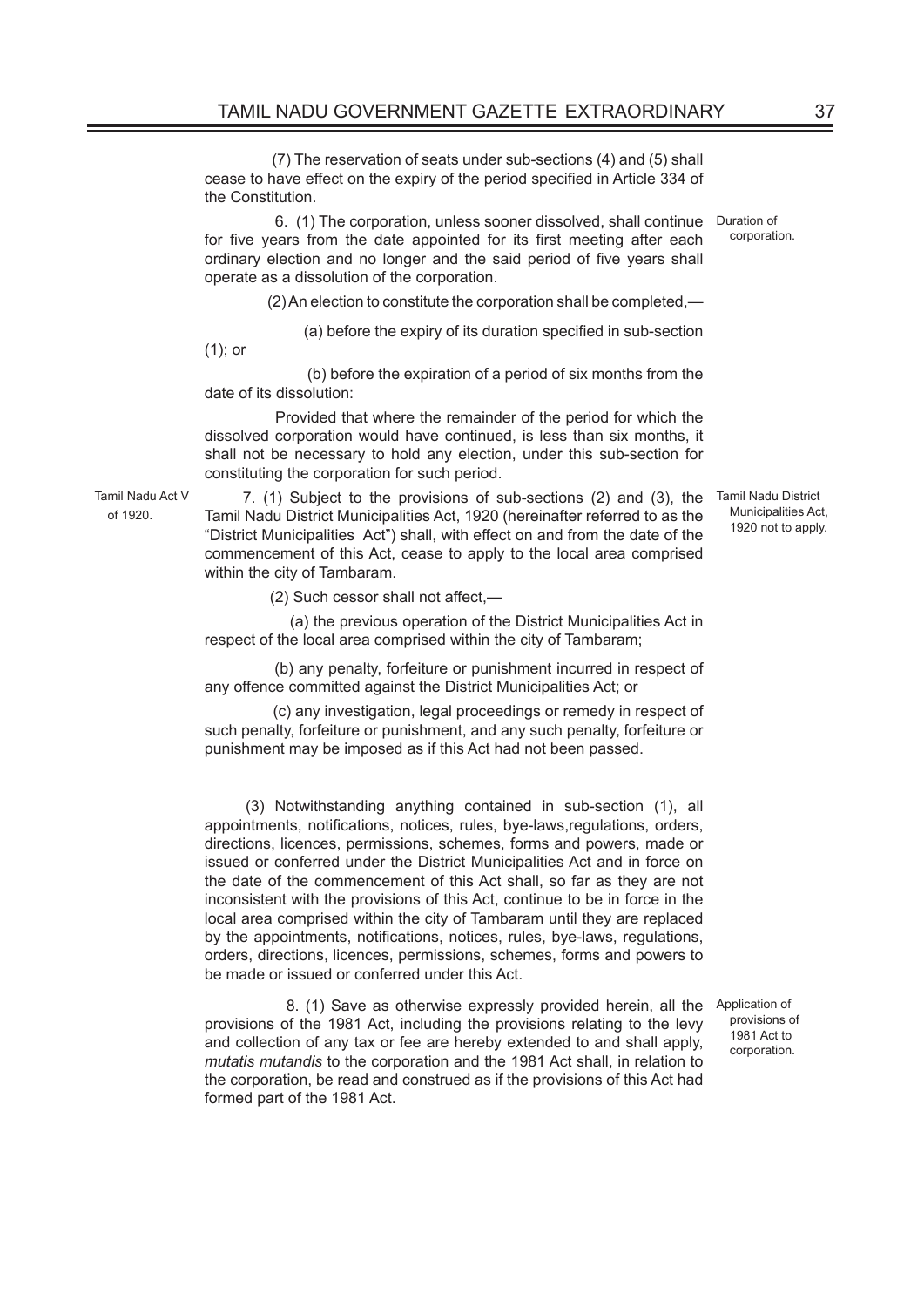(7) The reservation of seats under sub-sections (4) and (5) shall cease to have effect on the expiry of the period specified in Article 334 of the Constitution.

Duration of corporation.

6. (1) The corporation, unless sooner dissolved, shall continue for five years from the date appointed for its first meeting after each ordinary election and no longer and the said period of five years shall operate as a dissolution of the corporation.

(2) An election to constitute the corporation shall be completed,—

(a) before the expiry of its duration specified in sub-section (1); or

(b) before the expiration of a period of six months from the date of its dissolution:

Provided that where the remainder of the period for which the dissolved corporation would have continued, is less than six months, it shall not be necessary to hold any election, under this sub-section for constituting the corporation for such period.

Tamil Nadu District Municipalities Act, 1920 not to apply.

Tamil Nadu Act V of 1920.

7. (1) Subject to the provisions of sub-sections (2) and (3), the Tamil Nadu District Municipalities Act, 1920 (hereinafter referred to as the "District Municipalities Act") shall, with effect on and from the date of the commencement of this Act, cease to apply to the local area comprised within the city of Tambaram.

(2) Such cessor shall not affect,—

(a) the previous operation of the District Municipalities Act in respect of the local area comprised within the city of Tambaram;

(b) any penalty, forfeiture or punishment incurred in respect of any offence committed against the District Municipalities Act; or

(c) any investigation, legal proceedings or remedy in respect of such penalty, forfeiture or punishment, and any such penalty, forfeiture or punishment may be imposed as if this Act had not been passed.

(3) Notwithstanding anything contained in sub-section (1), all appointments, notifications, notices, rules, bye-laws, regulations, orders, directions, licences, permissions, schemes, forms and powers, made or issued or conferred under the District Municipalities Act and in force on the date of the commencement of this Act shall, so far as they are not inconsistent with the provisions of this Act, continue to be in force in the local area comprised within the city of Tambaram until they are replaced by the appointments, notifications, notices, rules, bye-laws, regulations, orders, directions, licences, permissions, schemes, forms and powers to be made or issued or conferred under this Act.

Application of provisions of 1981 Act to corporation.

8. (1) Save as otherwise expressly provided herein, all the provisions of the 1981 Act, including the provisions relating to the levy and collection of any tax or fee are hereby extended to and shall apply, *mutatis mutandis* to the corporation and the 1981 Act shall, in relation to the corporation, be read and construed as if the provisions of this Act had formed part of the 1981 Act.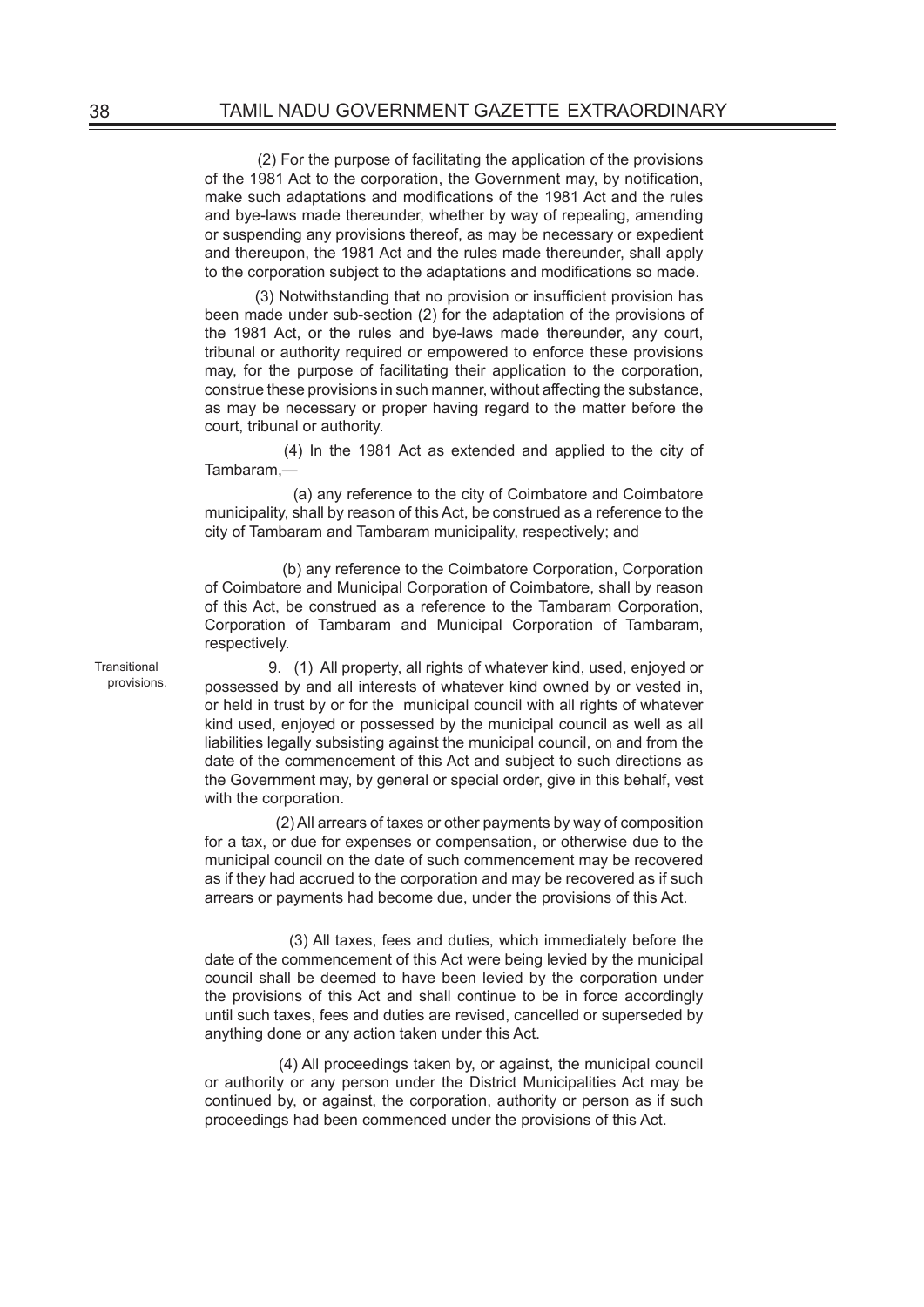(2) For the purpose of facilitating the application of the provisions of the 1981 Act to the corporation, the Government may, by notification, make such adaptations and modifications of the 1981 Act and the rules and bye-laws made thereunder, whether by way of repealing, amending or suspending any provisions thereof, as may be necessary or expedient and thereupon, the 1981 Act and the rules made thereunder, shall apply to the corporation subject to the adaptations and modifications so made.

(3) Notwithstanding that no provision or insufficient provision has been made under sub-section (2) for the adaptation of the provisions of the 1981 Act, or the rules and bye-laws made thereunder, any court, tribunal or authority required or empowered to enforce these provisions may, for the purpose of facilitating their application to the corporation, construe these provisions in such manner, without affecting the substance, as may be necessary or proper having regard to the matter before the court, tribunal or authority.

(4) In the 1981 Act as extended and applied to the city of Tambaram,—

(a) any reference to the city of Coimbatore and Coimbatore municipality, shall by reason of this Act, be construed as a reference to the city of Tambaram and Tambaram municipality, respectively; and

(b) any reference to the Coimbatore Corporation, Corporation of Coimbatore and Municipal Corporation of Coimbatore, shall by reason of this Act, be construed as a reference to the Tambaram Corporation, Corporation of Tambaram and Municipal Corporation of Tambaram, respectively.

Transitional provisions.

9. (1) All property, all rights of whatever kind, used, enjoyed or possessed by and all interests of whatever kind owned by or vested in, or held in trust by or for the municipal council with all rights of whatever kind used, enjoyed or possessed by the municipal council as well as all liabilities legally subsisting against the municipal council, on and from the date of the commencement of this Act and subject to such directions as the Government may, by general or special order, give in this behalf, vest with the corporation.

(2) All arrears of taxes or other payments by way of composition for a tax, or due for expenses or compensation, or otherwise due to the municipal council on the date of such commencement may be recovered as if they had accrued to the corporation and may be recovered as if such arrears or payments had become due, under the provisions of this Act.

(3) All taxes, fees and duties, which immediately before the date of the commencement of this Act were being levied by the municipal council shall be deemed to have been levied by the corporation under the provisions of this Act and shall continue to be in force accordingly until such taxes, fees and duties are revised, cancelled or superseded by anything done or any action taken under this Act.

(4) All proceedings taken by, or against, the municipal council or authority or any person under the District Municipalities Act may be continued by, or against, the corporation, authority or person as if such proceedings had been commenced under the provisions of this Act.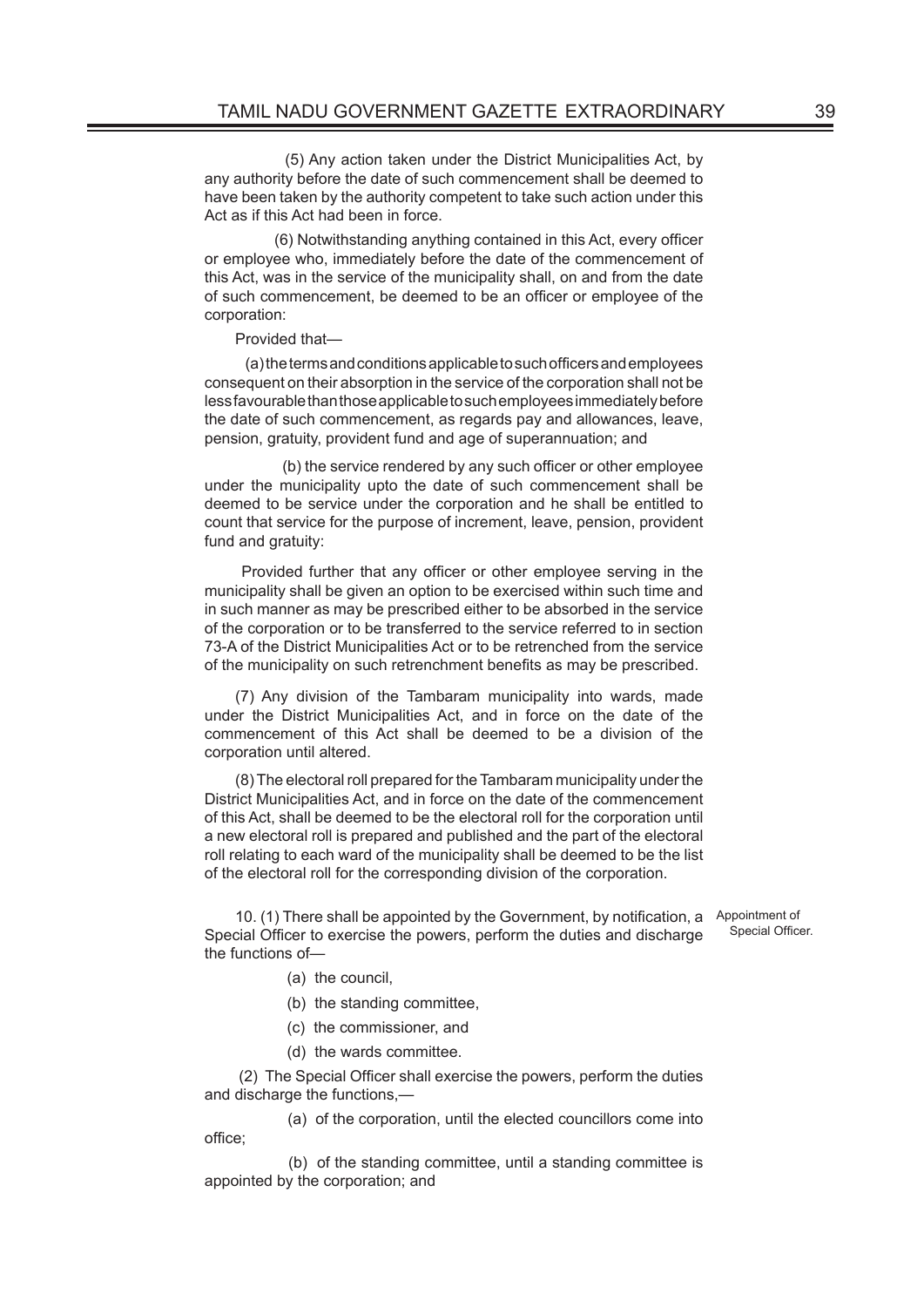(5) Any action taken under the District Municipalities Act, by any authority before the date of such commencement shall be deemed to have been taken by the authority competent to take such action under this Act as if this Act had been in force.

(6) Notwithstanding anything contained in this Act, every officer or employee who, immediately before the date of the commencement of this Act, was in the service of the municipality shall, on and from the date of such commencement, be deemed to be an officer or employee of the corporation:

Provided that—

(a) the terms and conditions applicable to such officers and employees consequent on their absorption in the service of the corporation shall not be less favourable than those applicable to such employees immediately before the date of such commencement, as regards pay and allowances, leave, pension, gratuity, provident fund and age of superannuation; and

(b) the service rendered by any such officer or other employee under the municipality upto the date of such commencement shall be deemed to be service under the corporation and he shall be entitled to count that service for the purpose of increment, leave, pension, provident fund and gratuity:

Provided further that any officer or other employee serving in the municipality shall be given an option to be exercised within such time and in such manner as may be prescribed either to be absorbed in the service of the corporation or to be transferred to the service referred to in section 73-A of the District Municipalities Act or to be retrenched from the service of the municipality on such retrenchment benefits as may be prescribed.

(7) Any division of the Tambaram municipality into wards, made under the District Municipalities Act, and in force on the date of the commencement of this Act shall be deemed to be a division of the corporation until altered.

(8) The electoral roll prepared for the Tambaram municipality under the District Municipalities Act, and in force on the date of the commencement of this Act, shall be deemed to be the electoral roll for the corporation until a new electoral roll is prepared and published and the part of the electoral roll relating to each ward of the municipality shall be deemed to be the list of the electoral roll for the corresponding division of the corporation.

Appointment of Special Officer.

10. (1) There shall be appointed by the Government, by notification, a Special Officer to exercise the powers, perform the duties and discharge the functions of—

(a) the council,

(b) the standing committee,

(c) the commissioner, and

(d) the wards committee.

(2) The Special Officer shall exercise the powers, perform the duties and discharge the functions,—

(a) of the corporation, until the elected councillors come into office;

(b) of the standing committee, until a standing committee is appointed by the corporation; and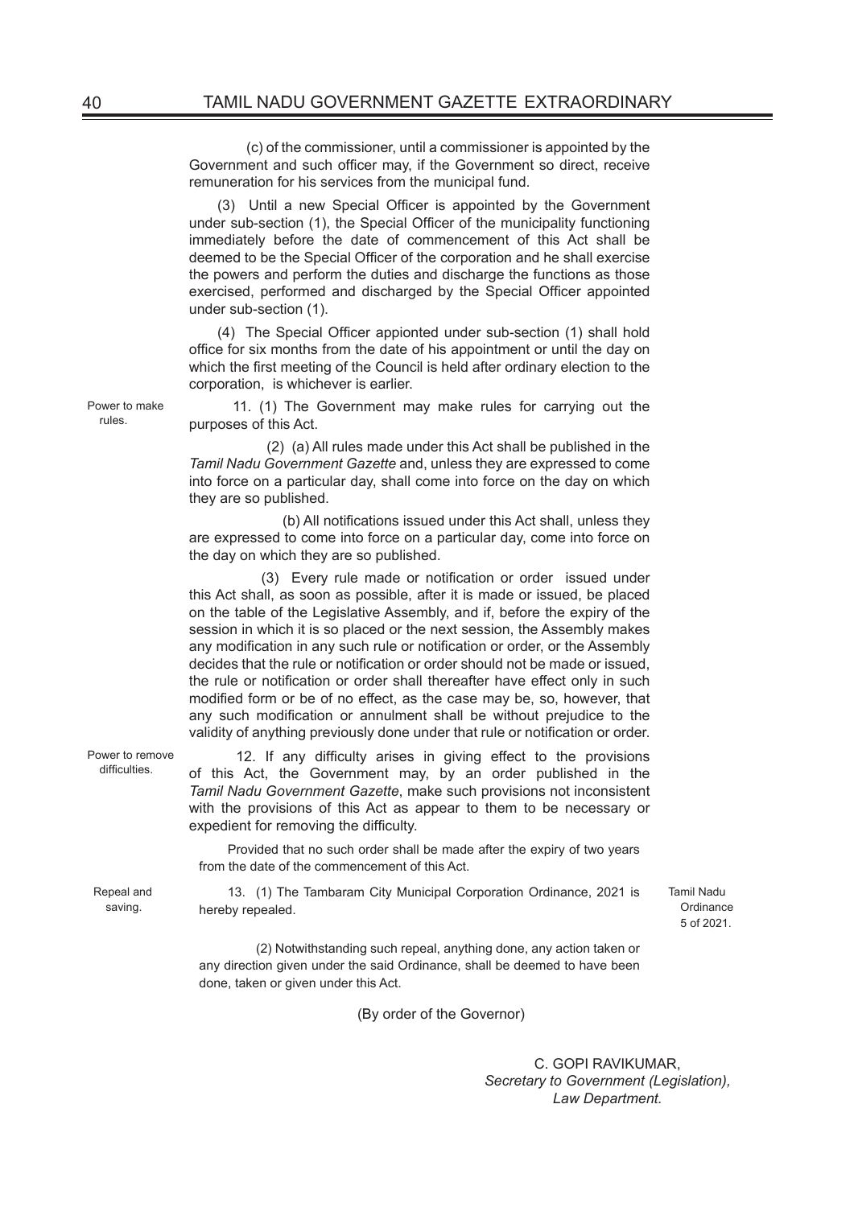(c) of the commissioner, until a commissioner is appointed by the Government and such officer may, if the Government so direct, receive remuneration for his services from the municipal fund.

(3) Until a new Special Officer is appointed by the Government under sub-section (1), the Special Officer of the municipality functioning immediately before the date of commencement of this Act shall be deemed to be the Special Officer of the corporation and he shall exercise the powers and perform the duties and discharge the functions as those exercised, performed and discharged by the Special Officer appointed under sub-section (1).

(4) The Special Officer appionted under sub-section (1) shall hold office for six months from the date of his appointment or until the day on which the first meeting of the Council is held after ordinary election to the corporation, is whichever is earlier.

Power to make rules.

11. (1) The Government may make rules for carrying out the purposes of this Act.

(2) (a) All rules made under this Act shall be published in the *Tamil Nadu Government Gazette* and, unless they are expressed to come into force on a particular day, shall come into force on the day on which they are so published.

(b) All notifications issued under this Act shall, unless they are expressed to come into force on a particular day, come into force on the day on which they are so published.

(3) Every rule made or notification or order issued under this Act shall, as soon as possible, after it is made or issued, be placed on the table of the Legislative Assembly, and if, before the expiry of the session in which it is so placed or the next session, the Assembly makes any modification in any such rule or notification or order, or the Assembly decides that the rule or notification or order should not be made or issued, the rule or notification or order shall thereafter have effect only in such modified form or be of no effect, as the case may be, so, however, that any such modification or annulment shall be without prejudice to the validity of anything previously done under that rule or notification or order.

Power to remove difficulties.

12. If any difficulty arises in giving effect to the provisions of this Act, the Government may, by an order published in the *Tamil Nadu Government Gazette*, make such provisions not inconsistent with the provisions of this Act as appear to them to be necessary or expedient for removing the difficulty.

Provided that no such order shall be made after the expiry of two years from the date of the commencement of this Act.

Repeal and saving.

13. (1) The Tambaram City Municipal Corporation Ordinance, 2021 is hereby repealed.

Tamil Nadu Ordinance 5 of 2021.

(2) Notwithstanding such repeal, anything done, any action taken or any direction given under the said Ordinance, shall be deemed to have been done, taken or given under this Act.

(By order of the Governor)

C. GOPI RAVIKUMAR,
*Secretary to Government (Legislation),*
*Law Department.*